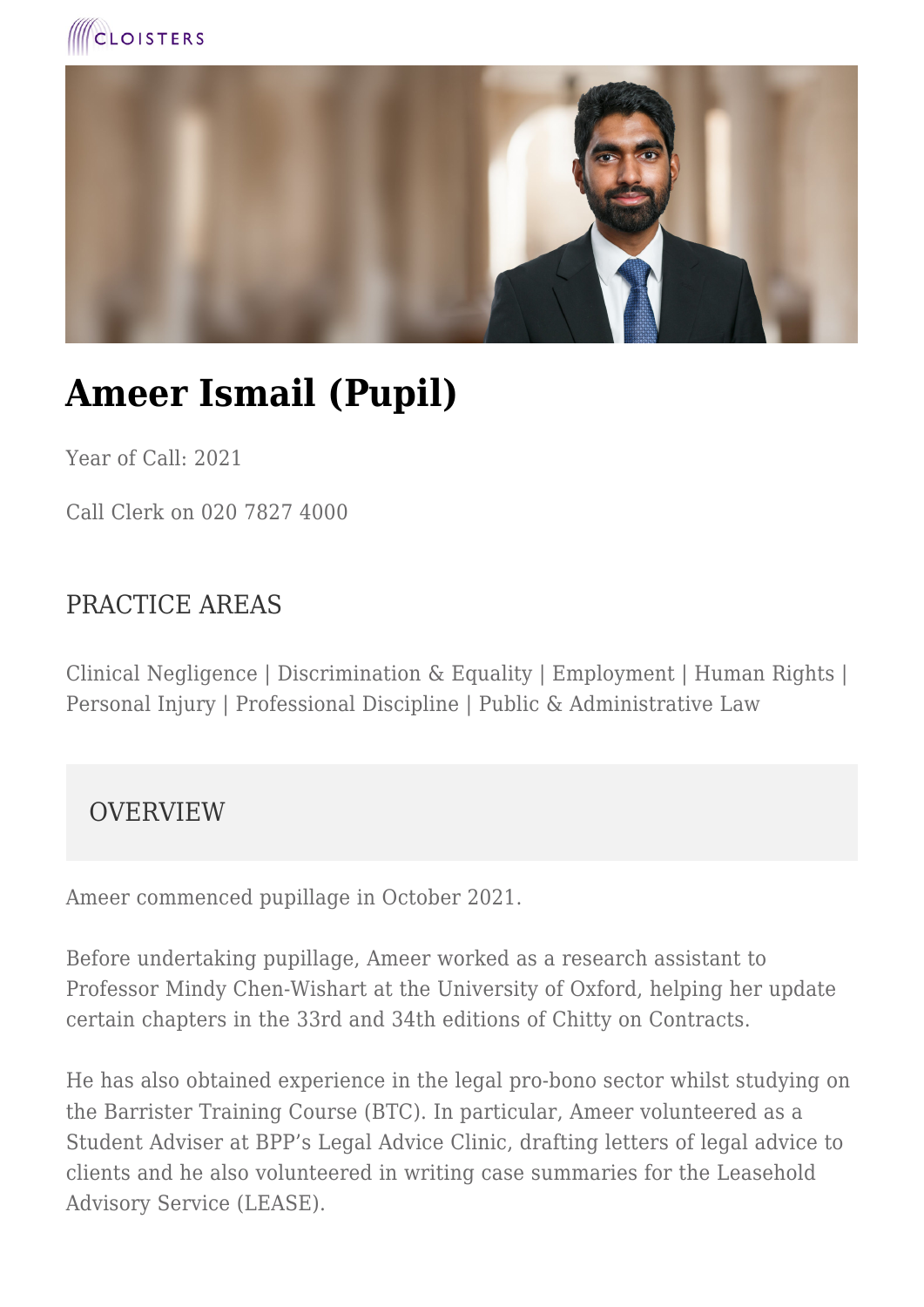CLOISTERS

# Ameer Ismail (Pupil)

Year of Call: 2021

Call Clerk on 020 7827 4000

## PRACTICE AREAS

Clinical Negligence | Discrimination & Equality | Employment | Human Rights | Personal Injury | Professional Discipline | Public & Administrative Law

## OVERVIEW

Ameer commenced pupillage in October 2021.

Before undertaking pupillage, Ameer worked as a research assistant to Professor Mindy Chen-Wishart at the University of Oxford, helping her update certain chapters in the 33rd and 34th editions of Chitty on Contracts.

He has also obtained experience in the legal pro-bono sector whilst studying on the Barrister Training Course (BTC). In particular, Ameer volunteered as a Student Adviser at BPP's Legal Advice Clinic, drafting letters of legal advice to clients and he also volunteered in writing case summaries for the Leasehold Advisory Service (LEASE).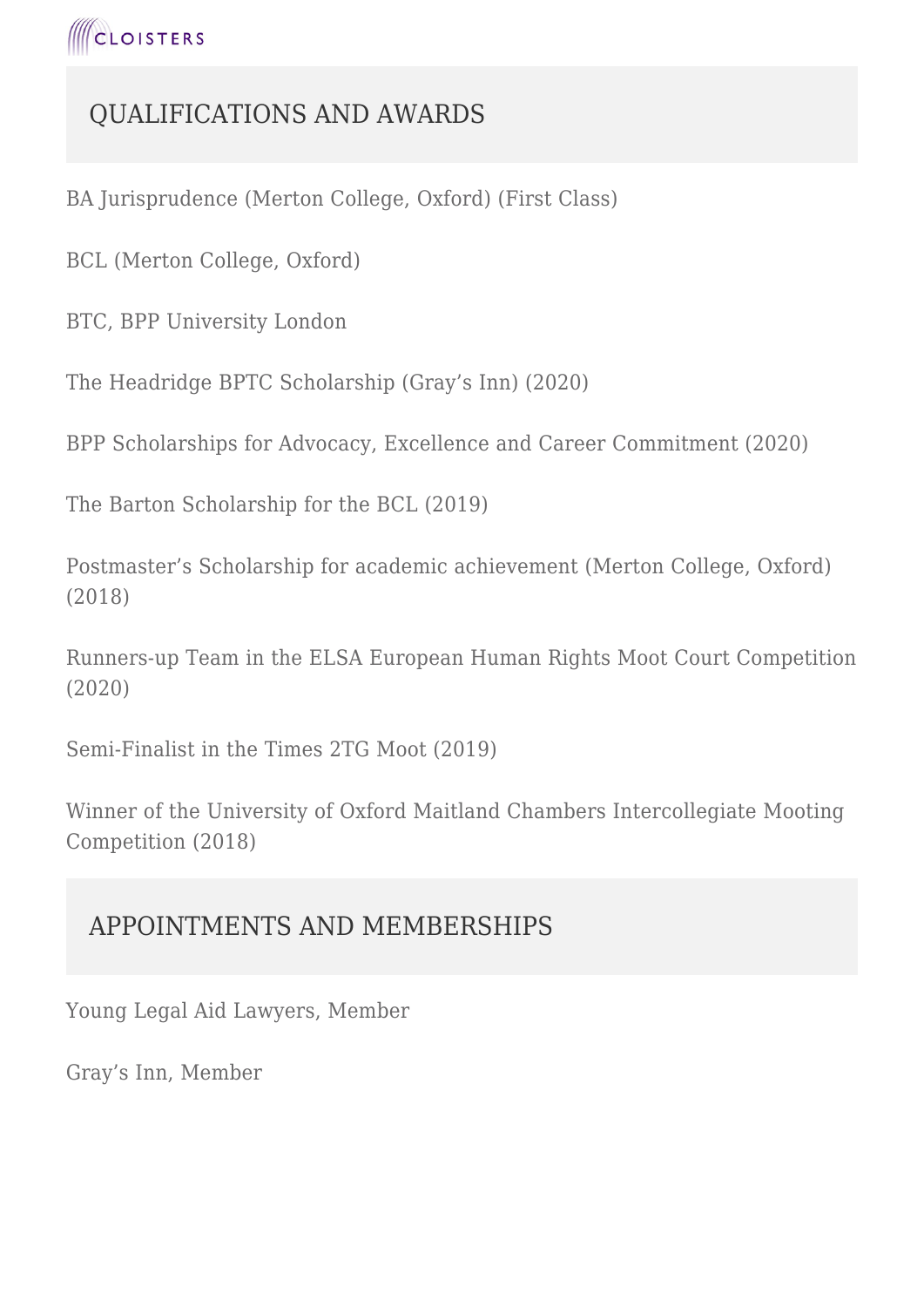## QUALIFICATIONS AND AWARDS

BA Jurisprudence (Merton College, Oxford) (First Class)

BCL (Merton College, Oxford)

BTC, BPP University London

The Headridge BPTC Scholarship (Gray's Inn) (2020)

BPP Scholarships for Advocacy, Excellence and Career Commitment (2020)

The Barton Scholarship for the BCL (2019)

Postmaster's Scholarship for academic achievement (Merton College, Oxford) (2018)

Runners-up Team in the ELSA European Human Rights Moot Court Competition (2020)

Semi-Finalist in the Times 2TG Moot (2019)

Winner of the University of Oxford Maitland Chambers Intercollegiate Mooting Competition (2018)

## APPOINTMENTS AND MEMBERSHIPS

Young Legal Aid Lawyers, Member

Gray's Inn, Member